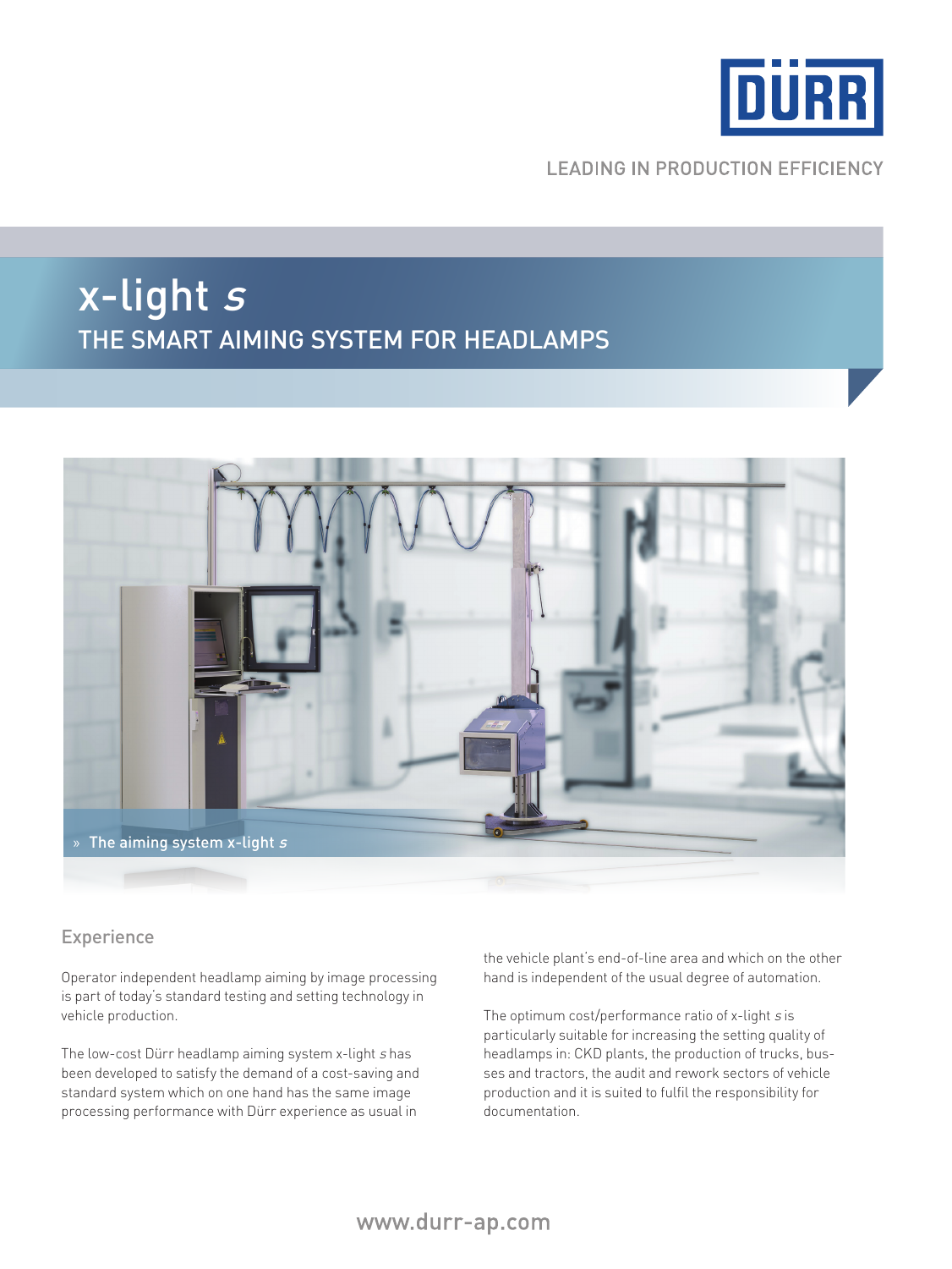DÜRR

LEADING IN PRODUCTION EFFICIENCY

# x-light *s*

## THE SMART AIMING SYSTEM FOR HEADLAMPS

» The aiming system x-light *s*

### Experience

Operator independent headlamp aiming by image processing is part of today's standard testing and setting technology in vehicle production.

The low-cost Dürr headlamp aiming system x-light *s* has been developed to satisfy the demand of a cost-saving and standard system which on one hand has the same image processing performance with Dürr experience as usual in the vehicle plant's end-of-line area and which on the other hand is independent of the usual degree of automation.

The optimum cost/performance ratio of x-light *s* is particularly suitable for increasing the setting quality of headlamps in: CKD plants, the production of trucks, busses and tractors, the audit and rework sectors of vehicle production and it is suited to fulfil the responsibility for documentation.

www.durr-ap.com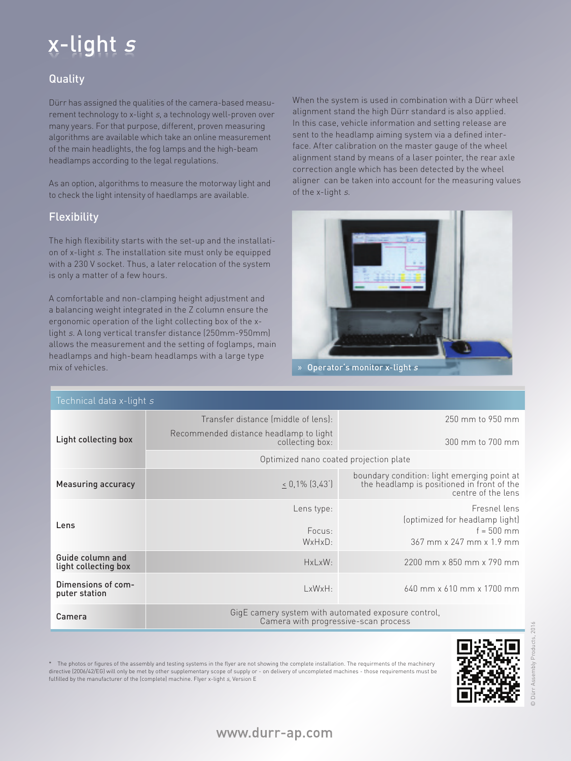# x-light *s*

## Quality

Dürr has assigned the qualities of the camera-based measurement technology to x-light *s*, a technology well-proven over many years. For that purpose, different, proven measuring algorithms are available which take an online measurement of the main headlights, the fog lamps and the high-beam headlamps according to the legal regulations.

As an option, algorithms to measure the motorway light and to check the light intensity of haedlamps are available.

## Flexibility

The high flexibility starts with the set-up and the installation of x-light *s*. The installation site must only be equipped with a 230 V socket. Thus, a later relocation of the system is only a matter of a few hours.

A comfortable and non-clamping height adjustment and a balancing weight integrated in the Z column ensure the ergonomic operation of the light collecting box of the x-light *s*. A long vertical transfer distance (250mm-950mm) allows the measurement and the setting of foglamps, main headlamps and high-beam headlamps with a large type mix of vehicles.

When the system is used in combination with a Dürr wheel alignment stand the high Dürr standard is also applied. In this case, vehicle information and setting release are sent to the headlamp aiming system via a defined interface. After calibration on the master gauge of the wheel alignment stand by means of a laser pointer, the rear axle correction angle which has been detected by the wheel aligner can be taken into account for the measuring values of the x-light *s*.

» Operator's monitor x-light *s*

**Technical data x-light *s***

| | | |
|---|---|---|
| **Light collecting box** | Transfer distance (middle of lens): | 250 mm to 950 mm |
| | Recommended distance headlamp to light collecting box: | 300 mm to 700 mm |
| | Optimized nano coated projection plate | |
| **Measuring accuracy** | ≤ 0,1% (3,43') | boundary condition: light emerging point at the headlamp is positioned in front of the centre of the lens |
| **Lens** | Lens type: | Fresnel lens (optimized for headlamp light) |
| | Focus: | f = 500 mm |
| | WxHxD: | 367 mm x 247 mm x 1.9 mm |
| **Guide column and light collecting box** | HxLxW: | 2200 mm x 850 mm x 790 mm |
| **Dimensions of computer station** | LxWxH: | 640 mm x 610 mm x 1700 mm |
| **Camera** | GigE camery system with automated exposure control, Camera with progressive-scan process | |

\* The photos or figures of the assembly and testing systems in the flyer are not showing the complete installation. The requirments of the machinery directive (2006/42/EG) will only be met by other supplementary scope of supply or - on delivery of uncompleted machines - those requirements must be fulfilled by the manufacturer of the (complete) machine. Flyer x-light *s*, Version E

© Dürr Assembly Products, 2016

www.durr-ap.com